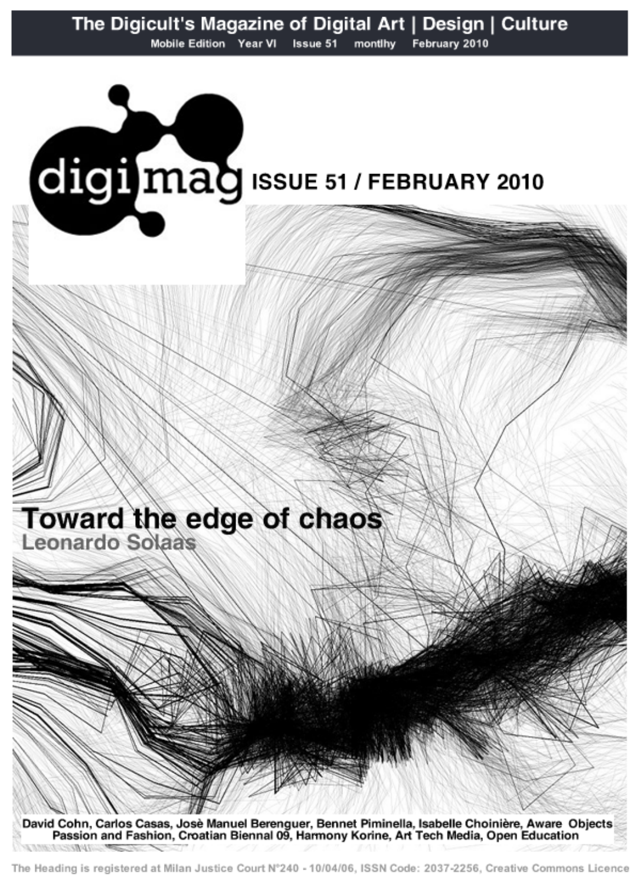**The Digicult's Magazine of Digital Art | Design | Culture**

Mobile Edition Year VI Issue 51 montlhy February 2010

digimag **ISSUE 51 / FEBRUARY 2010**

# Toward the edge of chaos

## Leonardo Solaas

**David Cohn, Carlos Casas, Josè Manuel Berenguer, Bennet Piminella, Isabelle Choinière, Aware Objects Passion and Fashion, Croatian Biennal 09, Harmony Korine, Art Tech Media, Open Education**

The Heading is registered at Milan Justice Court N°240 - 10/04/06, ISSN Code: 2037-2256, Creative Commons Licence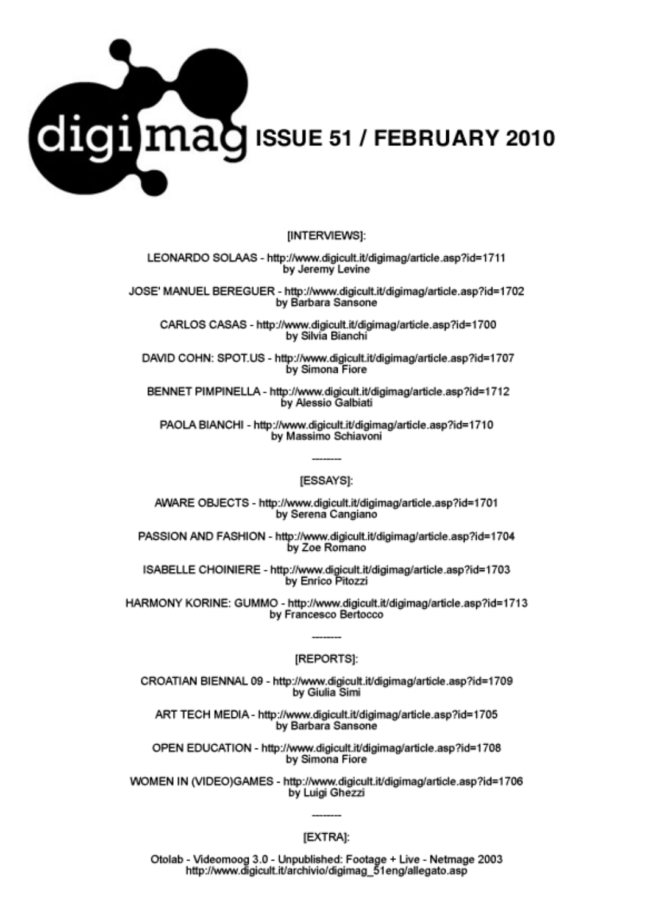# digimag ISSUE 51 / FEBRUARY 2010

[INTERVIEWS]:

LEONARDO SOLAAS - http://www.digicult.it/digimag/article.asp?id=1711
by Jeremy Levine

JOSE' MANUEL BEREGUER - http://www.digicult.it/digimag/article.asp?id=1702
by Barbara Sansone

CARLOS CASAS - http://www.digicult.it/digimag/article.asp?id=1700
by Silvia Bianchi

DAVID COHN: SPOT.US - http://www.digicult.it/digimag/article.asp?id=1707
by Simona Fiore

BENNET PIMPINELLA - http://www.digicult.it/digimag/article.asp?id=1712
by Alessio Galbiati

PAOLA BIANCHI - http://www.digicult.it/digimag/article.asp?id=1710
by Massimo Schiavoni

--------

[ESSAYS]:

AWARE OBJECTS - http://www.digicult.it/digimag/article.asp?id=1701
by Serena Cangiano

PASSION AND FASHION - http://www.digicult.it/digimag/article.asp?id=1704
by Zoe Romano

ISABELLE CHOINIERE - http://www.digicult.it/digimag/article.asp?id=1703
by Enrico Pitozzi

HARMONY KORINE: GUMMO - http://www.digicult.it/digimag/article.asp?id=1713
by Francesco Bertocco

--------

[REPORTS]:

CROATIAN BIENNAL 09 - http://www.digicult.it/digimag/article.asp?id=1709
by Giulia Simi

ART TECH MEDIA - http://www.digicult.it/digimag/article.asp?id=1705
by Barbara Sansone

OPEN EDUCATION - http://www.digicult.it/digimag/article.asp?id=1708
by Simona Fiore

WOMEN IN (VIDEO)GAMES - http://www.digicult.it/digimag/article.asp?id=1706
by Luigi Ghezzi

--------

[EXTRA]:

Otolab - Videomoog 3.0 - Unpublished: Footage + Live - Netmage 2003
http://www.digicult.it/archivio/digimag_51eng/allegato.asp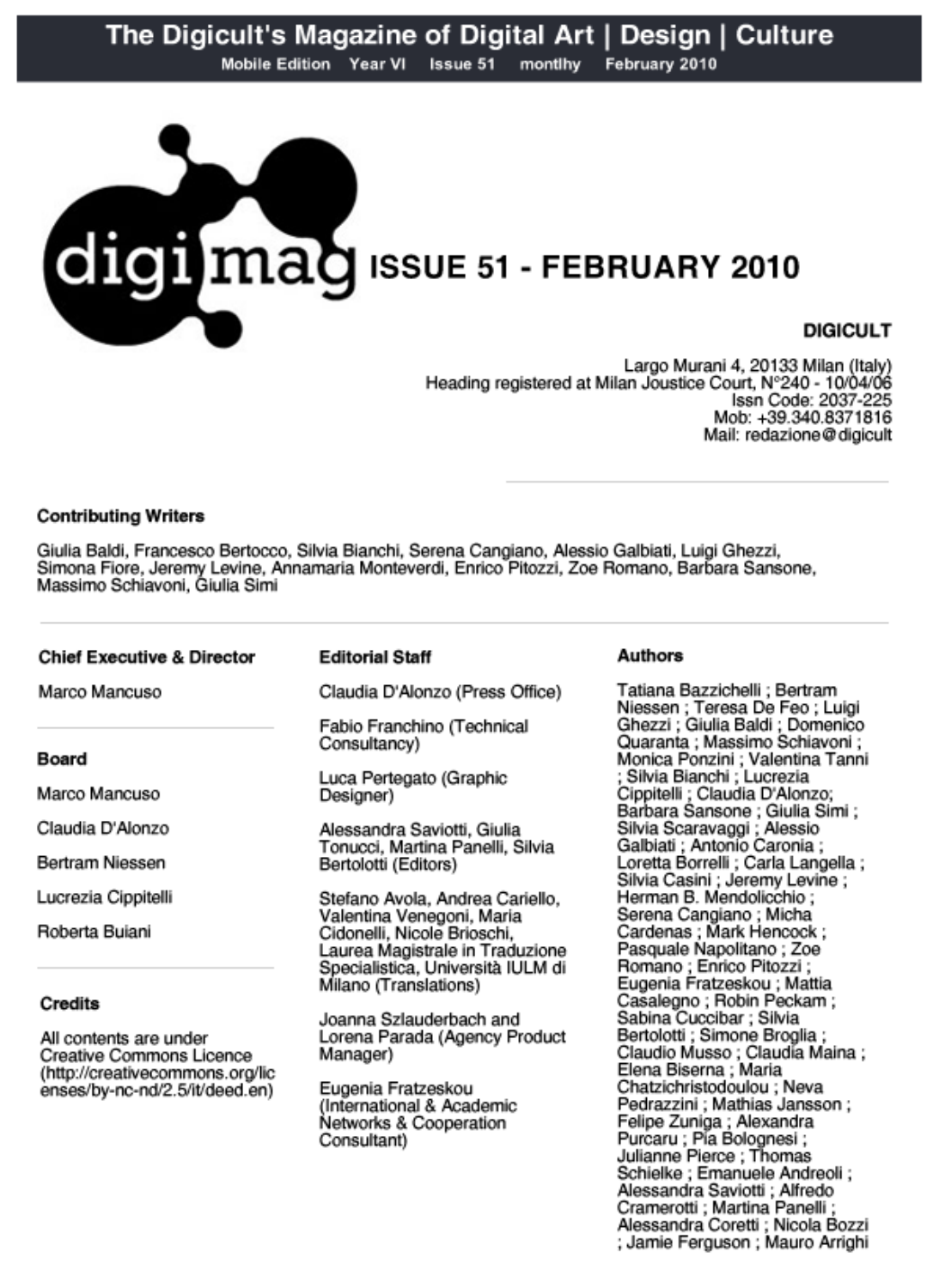# The Digicult's Magazine of Digital Art | Design | Culture

Mobile Edition Year VI Issue 51 montlhy February 2010

digimag

# ISSUE 51 - FEBRUARY 2010

**DIGICULT**

Largo Murani 4, 20133 Milan (Italy)
Heading registered at Milan Joustice Court, N°240 - 10/04/06
Issn Code: 2037-225
Mob: +39.340.8371816
Mail: redazione@digicult

---

**Contributing Writers**

Giulia Baldi, Francesco Bertocco, Silvia Bianchi, Serena Cangiano, Alessio Galbiati, Luigi Ghezzi, Simona Fiore, Jeremy Levine, Annamaria Monteverdi, Enrico Pitozzi, Zoe Romano, Barbara Sansone, Massimo Schiavoni, Giulia Simi

---

**Chief Executive & Director**

Marco Mancuso

**Board**

Marco Mancuso

Claudia D'Alonzo

Bertram Niessen

Lucrezia Cippitelli

Roberta Buiani

**Credits**

All contents are under Creative Commons Licence (http://creativecommons.org/licenses/by-nc-nd/2.5/it/deed.en)

**Editorial Staff**

Claudia D'Alonzo (Press Office)

Fabio Franchino (Technical Consultancy)

Luca Pertegato (Graphic Designer)

Alessandra Saviotti, Giulia Tonucci, Martina Panelli, Silvia Bertolotti (Editors)

Stefano Avola, Andrea Cariello, Valentina Venegoni, Maria Cidonelli, Nicole Brioschi, Laurea Magistrale in Traduzione Specialistica, Università IULM di Milano (Translations)

Joanna Szlauderbach and Lorena Parada (Agency Product Manager)

Eugenia Fratzeskou (International & Academic Networks & Cooperation Consultant)

**Authors**

Tatiana Bazzichelli ; Bertram Niessen ; Teresa De Feo ; Luigi Ghezzi ; Giulia Baldi ; Domenico Quaranta ; Massimo Schiavoni ; Monica Ponzini ; Valentina Tanni ; Silvia Bianchi ; Lucrezia Cippitelli ; Claudia D'Alonzo; Barbara Sansone ; Giulia Simi ; Silvia Scaravaggi ; Alessio Galbiati ; Antonio Caronia ; Loretta Borrelli ; Carla Langella ; Silvia Casini ; Jeremy Levine ; Herman B. Mendolicchio ; Serena Cangiano ; Micha Cardenas ; Mark Hencock ; Pasquale Napolitano ; Zoe Romano ; Enrico Pitozzi ; Eugenia Fratzeskou ; Mattia Casalegno ; Robin Peckam ; Sabina Cuccibar ; Silvia Bertolotti ; Simone Broglia ; Claudio Musso ; Claudia Maina ; Elena Biserna ; Maria Chatzichristodoulou ; Neva Pedrazzini ; Mathias Jansson ; Felipe Zuniga ; Alexandra Purcaru ; Pia Bolognesi ; Julianne Pierce ; Thomas Schielke ; Emanuele Andreoli ; Alessandra Saviotti ; Alfredo Cramerotti ; Martina Panelli ; Alessandra Coretti ; Nicola Bozzi ; Jamie Ferguson ; Mauro Arrighi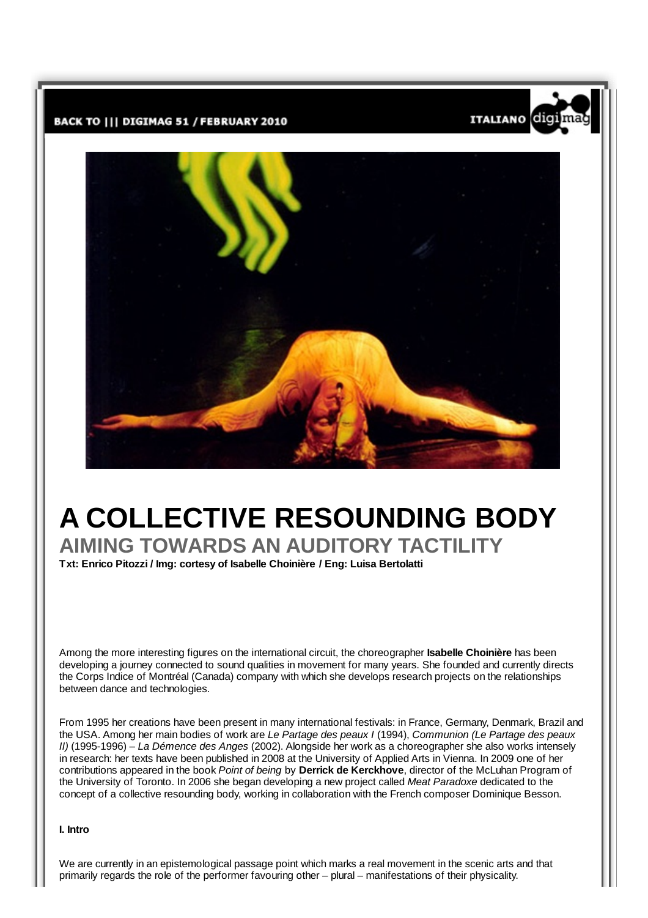BACK TO ||| DIGIMAG 51 / FEBRUARY 2010

ITALIANO

# A COLLECTIVE RESOUNDING BODY

## AIMING TOWARDS AN AUDITORY TACTILITY

**Txt: Enrico Pitozzi / Img: cortesy of Isabelle Choinière / Eng: Luisa Bertolatti**

Among the more interesting figures on the international circuit, the choreographer **Isabelle Choinière** has been developing a journey connected to sound qualities in movement for many years. She founded and currently directs the Corps Indice of Montréal (Canada) company with which she develops research projects on the relationships between dance and technologies.

From 1995 her creations have been present in many international festivals: in France, Germany, Denmark, Brazil and the USA. Among her main bodies of work are *Le Partage des peaux I* (1994), *Communion (Le Partage des peaux II)* (1995-1996) – *La Démence des Anges* (2002). Alongside her work as a choreographer she also works intensely in research: her texts have been published in 2008 at the University of Applied Arts in Vienna. In 2009 one of her contributions appeared in the book *Point of being* by **Derrick de Kerckhove**, director of the McLuhan Program of the University of Toronto. In 2006 she began developing a new project called *Meat Paradoxe* dedicated to the concept of a collective resounding body, working in collaboration with the French composer Dominique Besson.

**I. Intro**

We are currently in an epistemological passage point which marks a real movement in the scenic arts and that primarily regards the role of the performer favouring other – plural – manifestations of their physicality.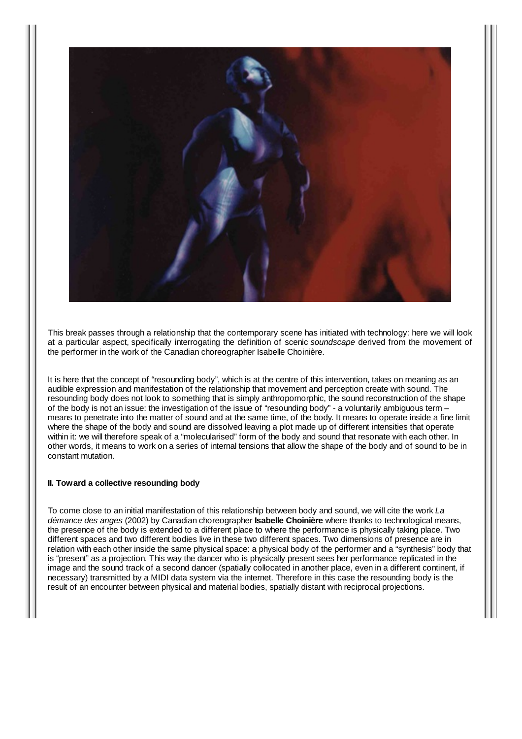This break passes through a relationship that the contemporary scene has initiated with technology: here we will look at a particular aspect, specifically interrogating the definition of scenic *soundscape* derived from the movement of the performer in the work of the Canadian choreographer Isabelle Choinière.

It is here that the concept of "resounding body", which is at the centre of this intervention, takes on meaning as an audible expression and manifestation of the relationship that movement and perception create with sound. The resounding body does not look to something that is simply anthropomorphic, the sound reconstruction of the shape of the body is not an issue: the investigation of the issue of "resounding body" - a voluntarily ambiguous term – means to penetrate into the matter of sound and at the same time, of the body. It means to operate inside a fine limit where the shape of the body and sound are dissolved leaving a plot made up of different intensities that operate within it: we will therefore speak of a "molecularised" form of the body and sound that resonate with each other. In other words, it means to work on a series of internal tensions that allow the shape of the body and of sound to be in constant mutation.

**II. Toward a collective resounding body**

To come close to an initial manifestation of this relationship between body and sound, we will cite the work *La démance des anges* (2002) by Canadian choreographer **Isabelle Choinière** where thanks to technological means, the presence of the body is extended to a different place to where the performance is physically taking place. Two different spaces and two different bodies live in these two different spaces. Two dimensions of presence are in relation with each other inside the same physical space: a physical body of the performer and a "synthesis" body that is "present" as a projection. This way the dancer who is physically present sees her performance replicated in the image and the sound track of a second dancer (spatially collocated in another place, even in a different continent, if necessary) transmitted by a MIDI data system via the internet. Therefore in this case the resounding body is the result of an encounter between physical and material bodies, spatially distant with reciprocal projections.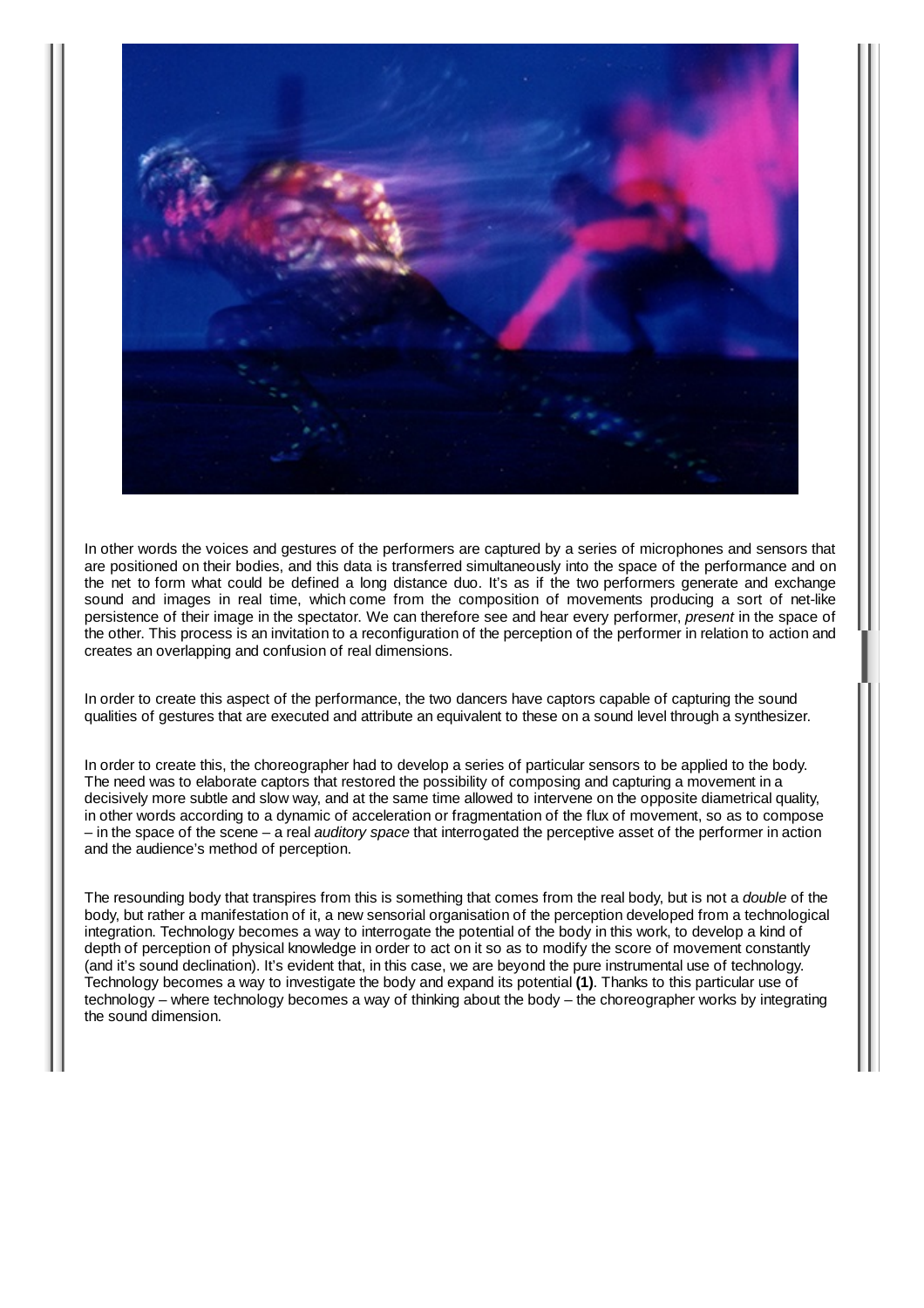In other words the voices and gestures of the performers are captured by a series of microphones and sensors that are positioned on their bodies, and this data is transferred simultaneously into the space of the performance and on the net to form what could be defined a long distance duo. It's as if the two performers generate and exchange sound and images in real time, which come from the composition of movements producing a sort of net-like persistence of their image in the spectator. We can therefore see and hear every performer, *present* in the space of the other. This process is an invitation to a reconfiguration of the perception of the performer in relation to action and creates an overlapping and confusion of real dimensions.

In order to create this aspect of the performance, the two dancers have captors capable of capturing the sound qualities of gestures that are executed and attribute an equivalent to these on a sound level through a synthesizer.

In order to create this, the choreographer had to develop a series of particular sensors to be applied to the body. The need was to elaborate captors that restored the possibility of composing and capturing a movement in a decisively more subtle and slow way, and at the same time allowed to intervene on the opposite diametrical quality, in other words according to a dynamic of acceleration or fragmentation of the flux of movement, so as to compose – in the space of the scene – a real *auditory space* that interrogated the perceptive asset of the performer in action and the audience's method of perception.

The resounding body that transpires from this is something that comes from the real body, but is not a *double* of the body, but rather a manifestation of it, a new sensorial organisation of the perception developed from a technological integration. Technology becomes a way to interrogate the potential of the body in this work, to develop a kind of depth of perception of physical knowledge in order to act on it so as to modify the score of movement constantly (and it's sound declination). It's evident that, in this case, we are beyond the pure instrumental use of technology. Technology becomes a way to investigate the body and expand its potential **(1)**. Thanks to this particular use of technology – where technology becomes a way of thinking about the body – the choreographer works by integrating the sound dimension.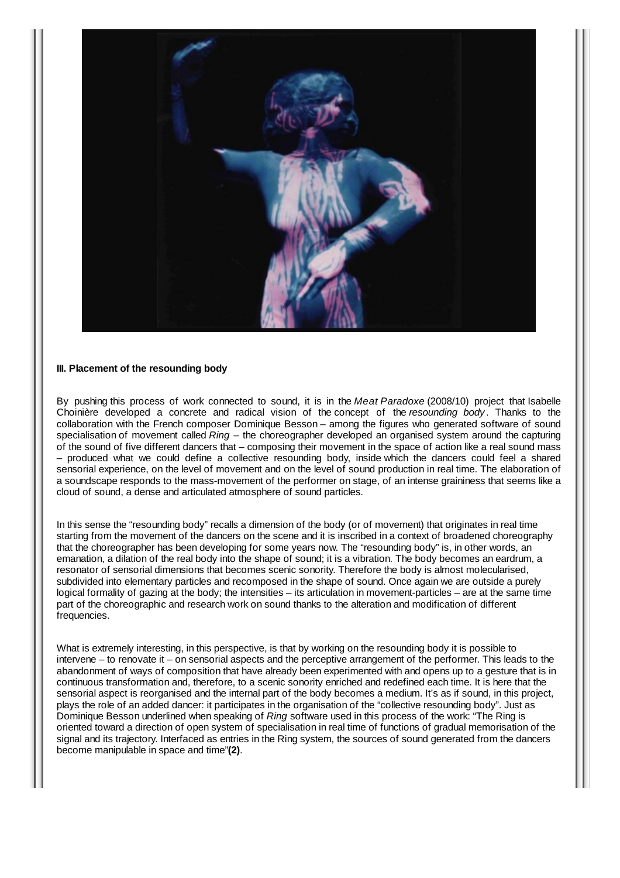**III. Placement of the resounding body**

By pushing this process of work connected to sound, it is in the *Meat Paradoxe* (2008/10) project that Isabelle Choinière developed a concrete and radical vision of the concept of the *resounding body*. Thanks to the collaboration with the French composer Dominique Besson – among the figures who generated software of sound specialisation of movement called *Ring* – the choreographer developed an organised system around the capturing of the sound of five different dancers that – composing their movement in the space of action like a real sound mass – produced what we could define a collective resounding body, inside which the dancers could feel a shared sensorial experience, on the level of movement and on the level of sound production in real time. The elaboration of a soundscape responds to the mass-movement of the performer on stage, of an intense graininess that seems like a cloud of sound, a dense and articulated atmosphere of sound particles.

In this sense the "resounding body" recalls a dimension of the body (or of movement) that originates in real time starting from the movement of the dancers on the scene and it is inscribed in a context of broadened choreography that the choreographer has been developing for some years now. The "resounding body" is, in other words, an emanation, a dilation of the real body into the shape of sound; it is a vibration. The body becomes an eardrum, a resonator of sensorial dimensions that becomes scenic sonority. Therefore the body is almost molecularised, subdivided into elementary particles and recomposed in the shape of sound. Once again we are outside a purely logical formality of gazing at the body; the intensities – its articulation in movement-particles – are at the same time part of the choreographic and research work on sound thanks to the alteration and modification of different frequencies.

What is extremely interesting, in this perspective, is that by working on the resounding body it is possible to intervene – to renovate it – on sensorial aspects and the perceptive arrangement of the performer. This leads to the abandonment of ways of composition that have already been experimented with and opens up to a gesture that is in continuous transformation and, therefore, to a scenic sonority enriched and redefined each time. It is here that the sensorial aspect is reorganised and the internal part of the body becomes a medium. It's as if sound, in this project, plays the role of an added dancer: it participates in the organisation of the "collective resounding body". Just as Dominique Besson underlined when speaking of *Ring* software used in this process of the work: "The Ring is oriented toward a direction of open system of specialisation in real time of functions of gradual memorisation of the signal and its trajectory. Interfaced as entries in the Ring system, the sources of sound generated from the dancers become manipulable in space and time"**(2)**.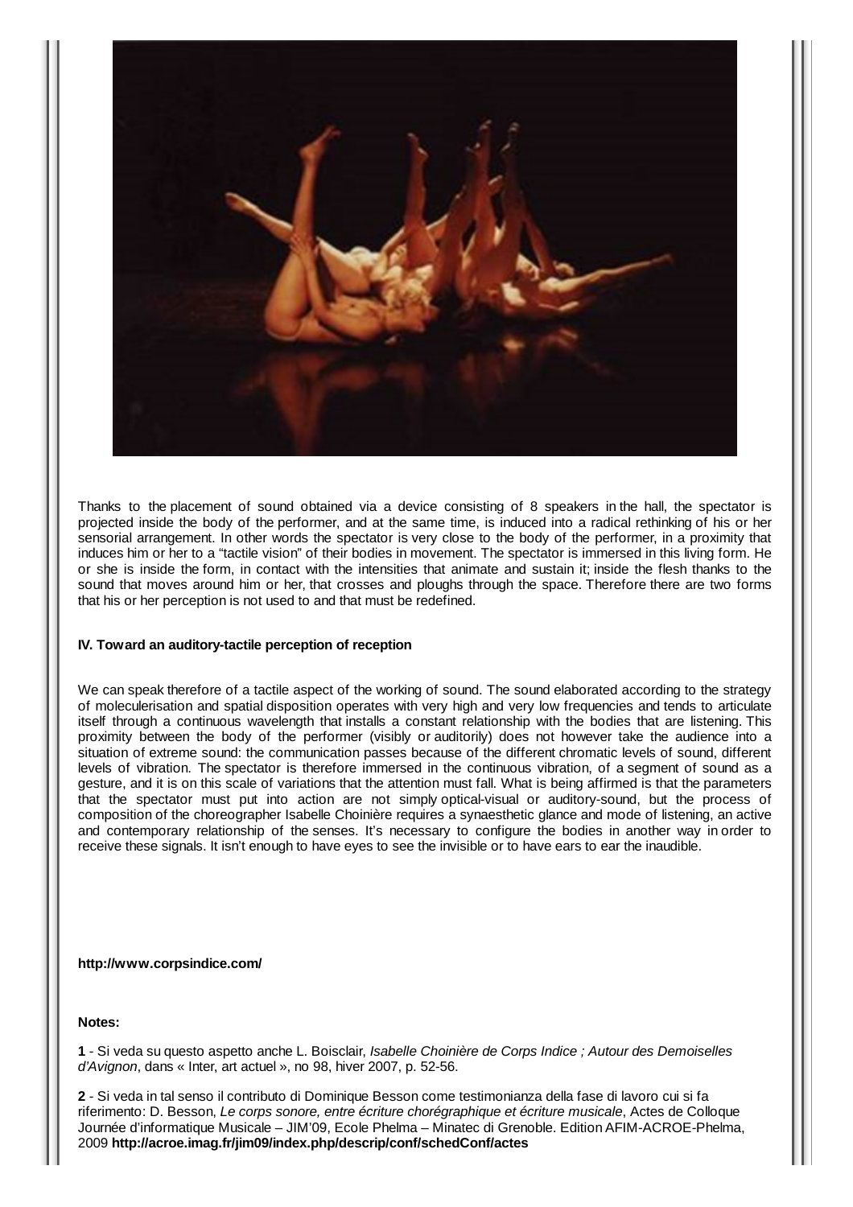Thanks to the placement of sound obtained via a device consisting of 8 speakers in the hall, the spectator is projected inside the body of the performer, and at the same time, is induced into a radical rethinking of his or her sensorial arrangement. In other words the spectator is very close to the body of the performer, in a proximity that induces him or her to a "tactile vision" of their bodies in movement. The spectator is immersed in this living form. He or she is inside the form, in contact with the intensities that animate and sustain it; inside the flesh thanks to the sound that moves around him or her, that crosses and ploughs through the space. Therefore there are two forms that his or her perception is not used to and that must be redefined.

**IV. Toward an auditory-tactile perception of reception**

We can speak therefore of a tactile aspect of the working of sound. The sound elaborated according to the strategy of molecularisation and spatial disposition operates with very high and very low frequencies and tends to articulate itself through a continuous wavelength that installs a constant relationship with the bodies that are listening. This proximity between the body of the performer (visibly or auditorily) does not however take the audience into a situation of extreme sound: the communication passes because of the different chromatic levels of sound, different levels of vibration. The spectator is therefore immersed in the continuous vibration, of a segment of sound as a gesture, and it is on this scale of variations that the attention must fall. What is being affirmed is that the parameters that the spectator must put into action are not simply optical-visual or auditory-sound, but the process of composition of the choreographer Isabelle Choinière requires a synaesthetic glance and mode of listening, an active and contemporary relationship of the senses. It's necessary to configure the bodies in another way in order to receive these signals. It isn't enough to have eyes to see the invisible or to have ears to ear the inaudible.

**http://www.corpsindice.com/**

**Notes:**

**1** - Si veda su questo aspetto anche L. Boisclair, *Isabelle Choinière de Corps Indice ; Autour des Demoiselles d'Avignon*, dans « Inter, art actuel », no 98, hiver 2007, p. 52-56.

**2** - Si veda in tal senso il contributo di Dominique Besson come testimonianza della fase di lavoro cui si fa riferimento: D. Besson, *Le corps sonore, entre écriture chorégraphique et écriture musicale*, Actes de Colloque Journée d'informatique Musicale – JIM'09, Ecole Phelma – Minatec di Grenoble. Edition AFIM-ACROE-Phelma, 2009 **http://acroe.imag.fr/jim09/index.php/descrip/conf/schedConf/actes**